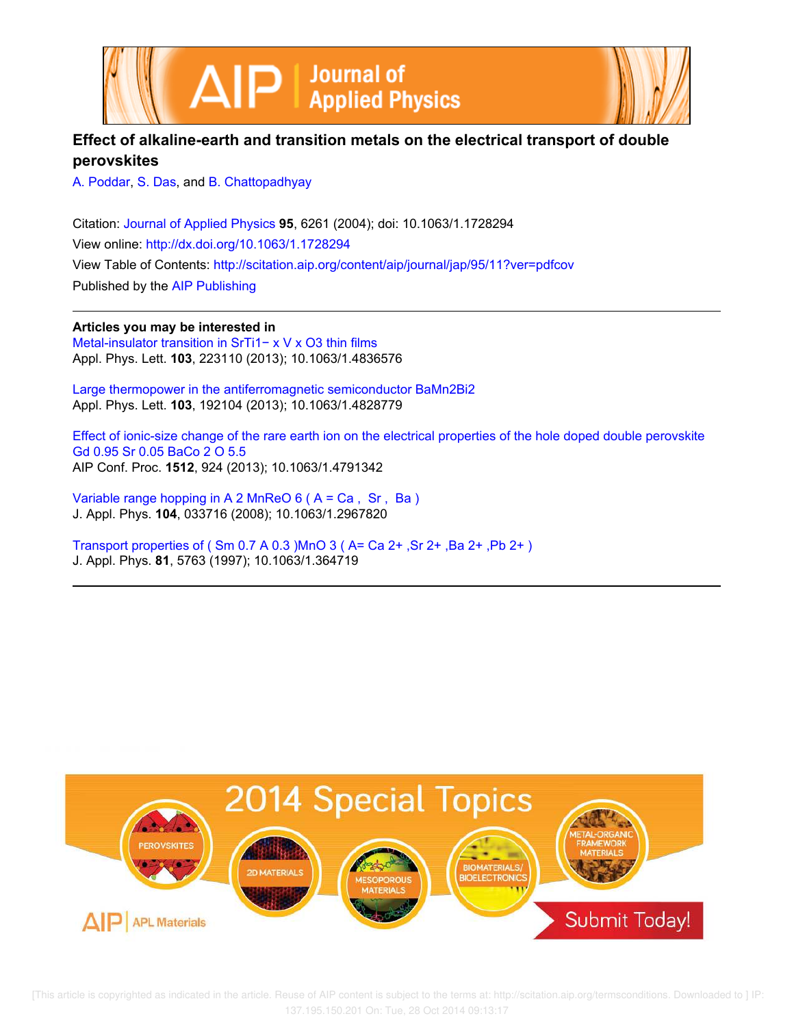# Effect of alkaline-earth and transition metals on the electrical transport of double perovskites

A. Poddar, S. Das, and B. Chattopadhyay

Citation: Journal of Applied Physics **95**, 6261 (2004); doi: 10.1063/1.1728294
View online: http://dx.doi.org/10.1063/1.1728294
View Table of Contents: http://scitation.aip.org/content/aip/journal/jap/95/11?ver=pdfcov
Published by the AIP Publishing

**Articles you may be interested in**

Metal-insulator transition in $SrTi_{1-x}V_xO_3$ thin films
Appl. Phys. Lett. **103**, 223110 (2013); 10.1063/1.4836576

Large thermopower in the antiferromagnetic semiconductor $BaMn_2Bi_2$
Appl. Phys. Lett. **103**, 192104 (2013); 10.1063/1.4828779

Effect of ionic-size change of the rare earth ion on the electrical properties of the hole doped double perovskite $Gd_{0.95}Sr_{0.05}BaCo_2O_{5.5}$
AIP Conf. Proc. **1512**, 924 (2013); 10.1063/1.4791342

Variable range hopping in $A_2MnReO_6$ ( A = Ca , Sr , Ba )
J. Appl. Phys. **104**, 033716 (2008); 10.1063/1.2967820

Transport properties of $(Sm_{0.7}A_{0.3})MnO_3$ ( A= $Ca^{2+}$ ,$Sr^{2+}$ ,$Ba^{2+}$ ,$Pb^{2+}$ )
J. Appl. Phys. **81**, 5763 (1997); 10.1063/1.364719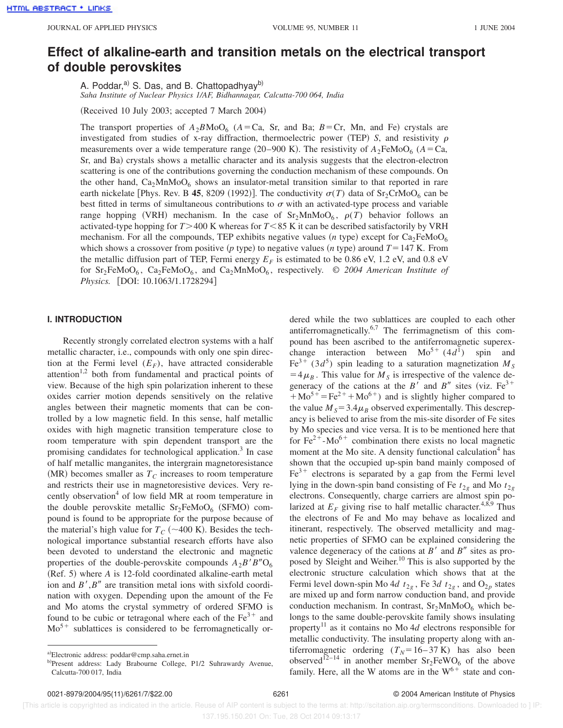# Effect of alkaline-earth and transition metals on the electrical transport of double perovskites

A. Poddar,[a] S. Das, and B. Chattopadhyay[b]

*Saha Institute of Nuclear Physics 1/AF, Bidhannagar, Calcutta-700 064, India*

(Received 10 July 2003; accepted 7 March 2004)

The transport properties of $A_2BMoO_6$ ($A$=Ca, Sr, and Ba; $B$=Cr, Mn, and Fe) crystals are investigated from studies of x-ray diffraction, thermoelectric power (TEP) $S$, and resistivity $\rho$ measurements over a wide temperature range (20–900 K). The resistivity of $A_2FeMoO_6$ ($A$=Ca, Sr, and Ba) crystals shows a metallic character and its analysis suggests that the electron-electron scattering is one of the contributions governing the conduction mechanism of these compounds. On the other hand, $Ca_2MnMoO_6$ shows an insulator-metal transition similar to that reported in rare earth nickelate [Phys. Rev. B **45**, 8209 (1992)]. The conductivity $\sigma(T)$ data of $Sr_2CrMoO_6$ can be best fitted in terms of simultaneous contributions to $\sigma$ with an activated-type process and variable range hopping (VRH) mechanism. In the case of $Sr_2MnMoO_6$, $\rho(T)$ behavior follows an activated-type hopping for $T>400$ K whereas for $T<85$ K it can be described satisfactorily by VRH mechanism. For all the compounds, TEP exhibits negative values ($n$ type) except for $Ca_2FeMoO_6$ which shows a crossover from positive ($p$ type) to negative values ($n$ type) around $T=147$ K. From the metallic diffusion part of TEP, Fermi energy $E_F$ is estimated to be 0.86 eV, 1.2 eV, and 0.8 eV for $Sr_2FeMoO_6$, $Ca_2FeMoO_6$, and $Ca_2MnMoO_6$, respectively. © *2004 American Institute of Physics.* [DOI: 10.1063/1.1728294]

## I. INTRODUCTION

Recently strongly correlated electron systems with a half metallic character, i.e., compounds with only one spin direction at the Fermi level ($E_F$), have attracted considerable attention[1,2] both from fundamental and practical points of view. Because of the high spin polarization inherent to these oxides carrier motion depends sensitively on the relative angles between their magnetic moments that can be controlled by a low magnetic field. In this sense, half metallic oxides with high magnetic transition temperature close to room temperature with spin dependent transport are the promising candidates for technological application.[3] In case of half metallic manganites, the intergrain magnetoresistance (MR) becomes smaller as $T_C$ increases to room temperature and restricts their use in magnetoresistive devices. Very recently observation[4] of low field MR at room temperature in the double perovskite metallic $Sr_2FeMoO_6$ (SFMO) compound is found to be appropriate for the purpose because of the material's high value for $T_C$ (~400 K). Besides the technological importance substantial research efforts have also been devoted to understand the electronic and magnetic properties of the double-perovskite compounds $A_2B'B''O_6$ (Ref. 5) where $A$ is 12-fold coordinated alkaline-earth metal ion and $B'$,$B''$ are transition metal ions with sixfold coordination with oxygen. Depending upon the amount of the Fe and Mo atoms the crystal symmetry of ordered SFMO is found to be cubic or tetragonal where each of the $Fe^{3+}$ and $Mo^{5+}$ sublattices is considered to be ferromagnetically ordered while the two sublattices are coupled to each other antiferromagnetically.[6,7] The ferrimagnetism of this compound has been ascribed to the antiferromagnetic superexchange interaction between $Mo^{5+}$ ($4d^1$) spin and $Fe^{3+}$ ($3d^5$) spin leading to a saturation magnetization $M_S=4\mu_B$. This value for $M_S$ is irrespective of the valence degeneracy of the cations at the $B'$ and $B''$ sites (viz. $Fe^{3+}+Mo^{5+}=Fe^{2+}+Mo^{6+}$) and is slightly higher compared to the value $M_S=3.4\mu_B$ observed experimentally. This descrepancy is believed to arise from the mis-site disorder of Fe sites by Mo species and vice versa. It is to be mentioned here that for $Fe^{2+}$-$Mo^{6+}$ combination there exists no local magnetic moment at the Mo site. A density functional calculation[4] has shown that the occupied up-spin band mainly composed of $Fe^{3+}$ electrons is separated by a gap from the Fermi level lying in the down-spin band consisting of Fe $t_{2g}$ and Mo $t_{2g}$ electrons. Consequently, charge carriers are almost spin polarized at $E_F$ giving rise to half metallic character.[4,8,9] Thus the electrons of Fe and Mo may behave as localized and itinerant, respectively. The observed metallicity and magnetic properties of SFMO can be explained considering the valence degeneracy of the cations at $B'$ and $B''$ sites as proposed by Sleight and Weiher.[10] This is also supported by the electronic structure calculation which shows that at the Fermi level down-spin Mo 4$d$ $t_{2g}$, Fe 3$d$ $t_{2g}$, and $O_{2p}$ states are mixed up and form narrow conduction band, and provide conduction mechanism. In contrast, $Sr_2MnMoO_6$ which belongs to the same double-perovskite family shows insulating property[11] as it contains no Mo 4$d$ electrons responsible for metallic conductivity. The insulating property along with antiferromagnetic ordering ($T_N$=16–37 K) has also been observed[12–14] in another member $Sr_2FeWO_6$ of the above family. Here, all the W atoms are in the $W^{6+}$ state and con-

---

[a]Electronic address: poddar@cmp.saha.ernet.in

[b]Present address: Lady Brabourne College, P1/2 Suhrawardy Avenue, Calcutta-700 017, India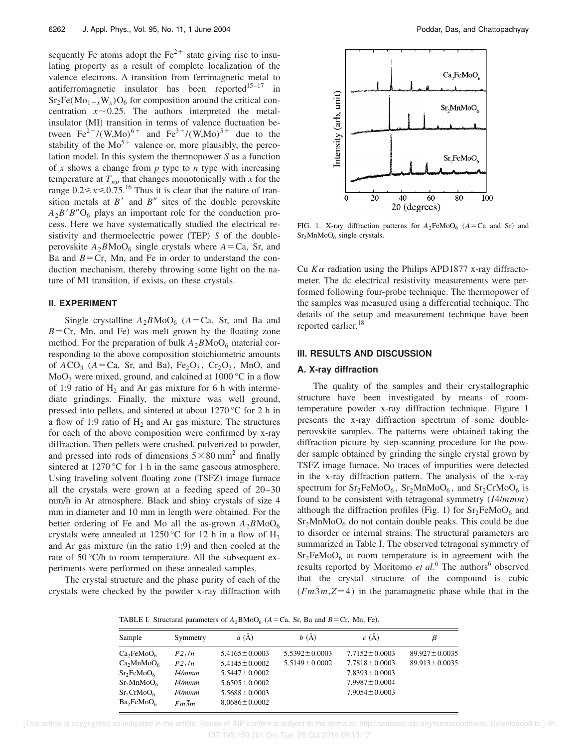sequently Fe atoms adopt the $Fe^{2+}$ state giving rise to insulating property as a result of complete localization of the valence electrons. A transition from ferrimagnetic metal to antiferromagnetic insulator has been reported[15–17] in $Sr_2Fe(Mo_{1-x}W_x)O_6$ for composition around the critical concentration $x \sim 0.25$. The authors interpreted the metal-insulator (MI) transition in terms of valence fluctuation between $Fe^{2+}/(W,Mo)^{6+}$ and $Fe^{3+}/(W,Mo)^{5+}$ due to the stability of the $Mo^{5+}$ valence or, more plausibly, the percolation model. In this system the thermopower $S$ as a function of $x$ shows a change from $p$ type to $n$ type with increasing temperature at $T_{np}$ that changes monotonically with $x$ for the range $0.2 \leq x \leq 0.75$.[16] Thus it is clear that the nature of transition metals at $B'$ and $B''$ sites of the double perovskite $A_2B'B''O_6$ plays an important role for the conduction process. Here we have systematically studied the electrical resistivity and thermoelectric power (TEP) $S$ of the double-perovskite $A_2BMoO_6$ single crystals where $A$=Ca, Sr, and Ba and $B$=Cr, Mn, and Fe in order to understand the conduction mechanism, thereby throwing some light on the nature of MI transition, if exists, on these crystals.

## II. EXPERIMENT

Single crystalline $A_2BMoO_6$ ($A$=Ca, Sr, and Ba and $B$=Cr, Mn, and Fe) was melt grown by the floating zone method. For the preparation of bulk $A_2BMoO_6$ material corresponding to the above composition stoichiometric amounts of $ACO_3$ ($A$=Ca, Sr, and Ba), $Fe_2O_3$, $Cr_2O_3$, MnO, and $MoO_3$ were mixed, ground, and calcined at 1000 °C in a flow of 1:9 ratio of $H_2$ and Ar gas mixture for 6 h with intermediate grindings. Finally, the mixture was well ground, pressed into pellets, and sintered at about 1270 °C for 2 h in a flow of 1:9 ratio of $H_2$ and Ar gas mixture. The structures for each of the above composition were confirmed by x-ray diffraction. Then pellets were crushed, pulverized to powder, and pressed into rods of dimensions $5 \times 80$ mm$^2$ and finally sintered at 1270 °C for 1 h in the same gaseous atmosphere. Using traveling solvent floating zone (TSFZ) image furnace all the crystals were grown at a feeding speed of 20–30 mm/h in Ar atmosphere. Black and shiny crystals of size 4 mm in diameter and 10 mm in length were obtained. For the better ordering of Fe and Mo all the as-grown $A_2BMoO_6$ crystals were annealed at 1250 °C for 12 h in a flow of $H_2$ and Ar gas mixture (in the ratio 1:9) and then cooled at the rate of 50 °C/h to room temperature. All the subsequent experiments were performed on these annealed samples.

The crystal structure and the phase purity of each of the crystals were checked by the powder x-ray diffraction with Cu $K\alpha$ radiation using the Philips APD1877 x-ray diffractometer. The dc electrical resistivity measurements were performed following four-probe technique. The thermopower of the samples was measured using a differential technique. The details of the setup and measurement technique have been reported earlier.[18]

FIG. 1. X-ray diffraction patterns for $A_2FeMoO_6$ ($A$=Ca and Sr) and $Sr_2MnMoO_6$ single crystals.

## III. RESULTS AND DISCUSSION

### A. X-ray diffraction

The quality of the samples and their crystallographic structure have been investigated by means of room-temperature powder x-ray diffraction technique. Figure 1 presents the x-ray diffraction spectrum of some double-perovskite samples. The patterns were obtained taking the diffraction picture by step-scanning procedure for the powder sample obtained by grinding the single crystal grown by TSFZ image furnace. No traces of impurities were detected in the x-ray diffraction pattern. The analysis of the x-ray spectrum for $Sr_2FeMoO_6$, $Sr_2MnMoO_6$, and $Sr_2CrMoO_6$ is found to be consistent with tetragonal symmetry ($I4/mmm$) although the diffraction profiles (Fig. 1) for $Sr_2FeMoO_6$ and $Sr_2MnMoO_6$ do not contain double peaks. This could be due to disorder or internal strains. The structural parameters are summarized in Table I. The observed tetragonal symmetry of $Sr_2FeMoO_6$ at room temperature is in agreement with the results reported by Moritomo *et al.*[6] The authors[6] observed that the crystal structure of the compound is cubic ($Fm\bar{3}m$, $Z$=4) in the paramagnetic phase while that in the

TABLE I. Structural parameters of $A_2BMoO_6$ ($A$=Ca, Sr, Ba and $B$=Cr, Mn, Fe).

| Sample | Symmetry | $a$ (Å) | $b$ (Å) | $c$ (Å) | $\beta$ |
|---|---|---|---|---|---|
| $Ca_2FeMoO_6$ | $P2_1/n$ | 5.4165±0.0003 | 5.5392±0.0003 | 7.7152±0.0003 | 89.927±0.0035 |
| $Ca_2MnMoO_6$ | $P2_1/n$ | 5.4145±0.0002 | 5.5149±0.0002 | 7.7818±0.0003 | 89.913±0.0035 |
| $Sr_2FeMoO_6$ | $I4/mmm$ | 5.5447±0.0002 | | 7.8393±0.0003 | |
| $Sr_2MnMoO_6$ | $I4/mmm$ | 5.6505±0.0002 | | 7.9987±0.0004 | |
| $Sr_2CrMoO_6$ | $I4/mmm$ | 5.5688±0.0003 | | 7.9054±0.0003 | |
| $Ba_2FeMoO_6$ | $Fm\bar{3}m$ | 8.0686±0.0002 | | | |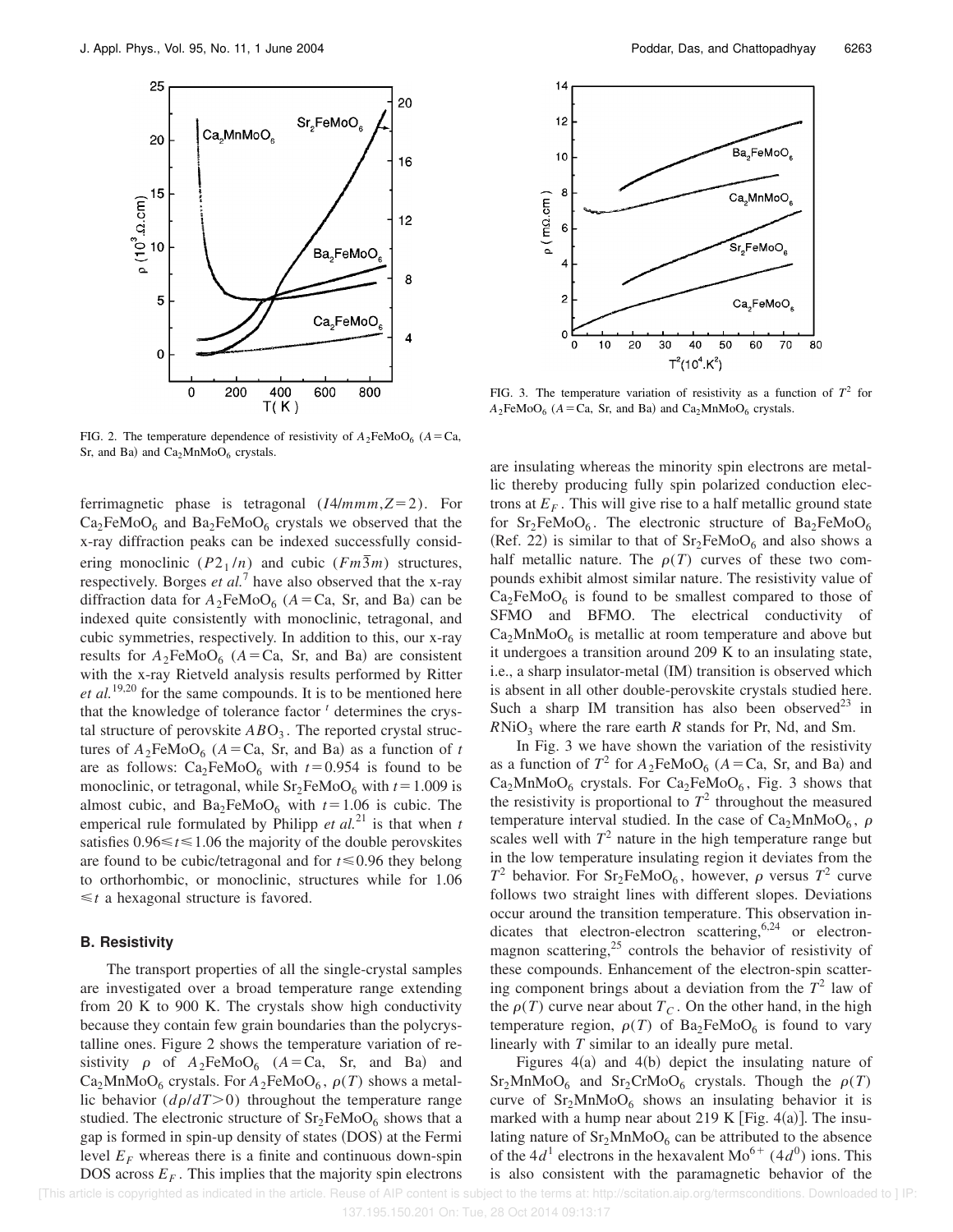FIG. 2. The temperature dependence of resistivity of $A_2FeMoO_6$ ($A$=Ca, Sr, and Ba) and $Ca_2MnMoO_6$ crystals.

FIG. 3. The temperature variation of resistivity as a function of $T^2$ for $A_2FeMoO_6$ ($A$=Ca, Sr, and Ba) and $Ca_2MnMoO_6$ crystals.

ferrimagnetic phase is tetragonal ($I4/mmm, Z=2$). For $Ca_2FeMoO_6$ and $Ba_2FeMoO_6$ crystals we observed that the x-ray diffraction peaks can be indexed successfully considering monoclinic ($P2_1/n$) and cubic ($Fm\bar{3}m$) structures, respectively. Borges *et al.*[7] have also observed that the x-ray diffraction data for $A_2FeMoO_6$ ($A$=Ca, Sr, and Ba) can be indexed quite consistently with monoclinic, tetragonal, and cubic symmetries, respectively. In addition to this, our x-ray results for $A_2FeMoO_6$ ($A$=Ca, Sr, and Ba) are consistent with the x-ray Rietveld analysis results performed by Ritter *et al.*[19,20] for the same compounds. It is to be mentioned here that the knowledge of tolerance factor $^t$ determines the crystal structure of perovskite $ABO_3$. The reported crystal structures of $A_2FeMoO_6$ ($A$=Ca, Sr, and Ba) as a function of $t$ are as follows: $Ca_2FeMoO_6$ with $t=0.954$ is found to be monoclinic, or tetragonal, while $Sr_2FeMoO_6$ with $t=1.009$ is almost cubic, and $Ba_2FeMoO_6$ with $t=1.06$ is cubic. The emperical rule formulated by Philipp *et al.*[21] is that when $t$ satisfies $0.96 \leqslant t \leqslant 1.06$ the majority of the double perovskites are found to be cubic/tetragonal and for $t \leqslant 0.96$ they belong to orthorhombic, or monoclinic, structures while for $1.06 \leqslant t$ a hexagonal structure is favored.

### B. Resistivity

The transport properties of all the single-crystal samples are investigated over a broad temperature range extending from 20 K to 900 K. The crystals show high conductivity because they contain few grain boundaries than the polycrystalline ones. Figure 2 shows the temperature variation of resistivity $\rho$ of $A_2FeMoO_6$ ($A$=Ca, Sr, and Ba) and $Ca_2MnMoO_6$ crystals. For $A_2FeMoO_6$, $\rho(T)$ shows a metallic behavior ($d\rho/dT>0$) throughout the temperature range studied. The electronic structure of $Sr_2FeMoO_6$ shows that a gap is formed in spin-up density of states (DOS) at the Fermi level $E_F$ whereas there is a finite and continuous down-spin DOS across $E_F$. This implies that the majority spin electrons are insulating whereas the minority spin electrons are metallic thereby producing fully spin polarized conduction electrons at $E_F$. This will give rise to a half metallic ground state for $Sr_2FeMoO_6$. The electronic structure of $Ba_2FeMoO_6$ (Ref. 22) is similar to that of $Sr_2FeMoO_6$ and also shows a half metallic nature. The $\rho(T)$ curves of these two compounds exhibit almost similar nature. The resistivity value of $Ca_2FeMoO_6$ is found to be smallest compared to those of SFMO and BFMO. The electrical conductivity of $Ca_2MnMoO_6$ is metallic at room temperature and above but it undergoes a transition around 209 K to an insulating state, i.e., a sharp insulator-metal (IM) transition is observed which is absent in all other double-perovskite crystals studied here. Such a sharp IM transition has also been observed[23] in $R$NiO$_3$ where the rare earth $R$ stands for Pr, Nd, and Sm.

In Fig. 3 we have shown the variation of the resistivity as a function of $T^2$ for $A_2FeMoO_6$ ($A$=Ca, Sr, and Ba) and $Ca_2MnMoO_6$ crystals. For $Ca_2FeMoO_6$, Fig. 3 shows that the resistivity is proportional to $T^2$ throughout the measured temperature interval studied. In the case of $Ca_2MnMoO_6$, $\rho$ scales well with $T^2$ nature in the high temperature range but in the low temperature insulating region it deviates from the $T^2$ behavior. For $Sr_2FeMoO_6$, however, $\rho$ versus $T^2$ curve follows two straight lines with different slopes. Deviations occur around the transition temperature. This observation indicates that electron-electron scattering,[6,24] or electron-magnon scattering,[25] controls the behavior of resistivity of these compounds. Enhancement of the electron-spin scattering component brings about a deviation from the $T^2$ law of the $\rho(T)$ curve near about $T_C$. On the other hand, in the high temperature region, $\rho(T)$ of $Ba_2FeMoO_6$ is found to vary linearly with $T$ similar to an ideally pure metal.

Figures 4(a) and 4(b) depict the insulating nature of $Sr_2MnMoO_6$ and $Sr_2CrMoO_6$ crystals. Though the $\rho(T)$ curve of $Sr_2MnMoO_6$ shows an insulating behavior it is marked with a hump near about 219 K [Fig. 4(a)]. The insulating nature of $Sr_2MnMoO_6$ can be attributed to the absence of the $4d^1$ electrons in the hexavalent $Mo^{6+}$ ($4d^0$) ions. This is also consistent with the paramagnetic behavior of the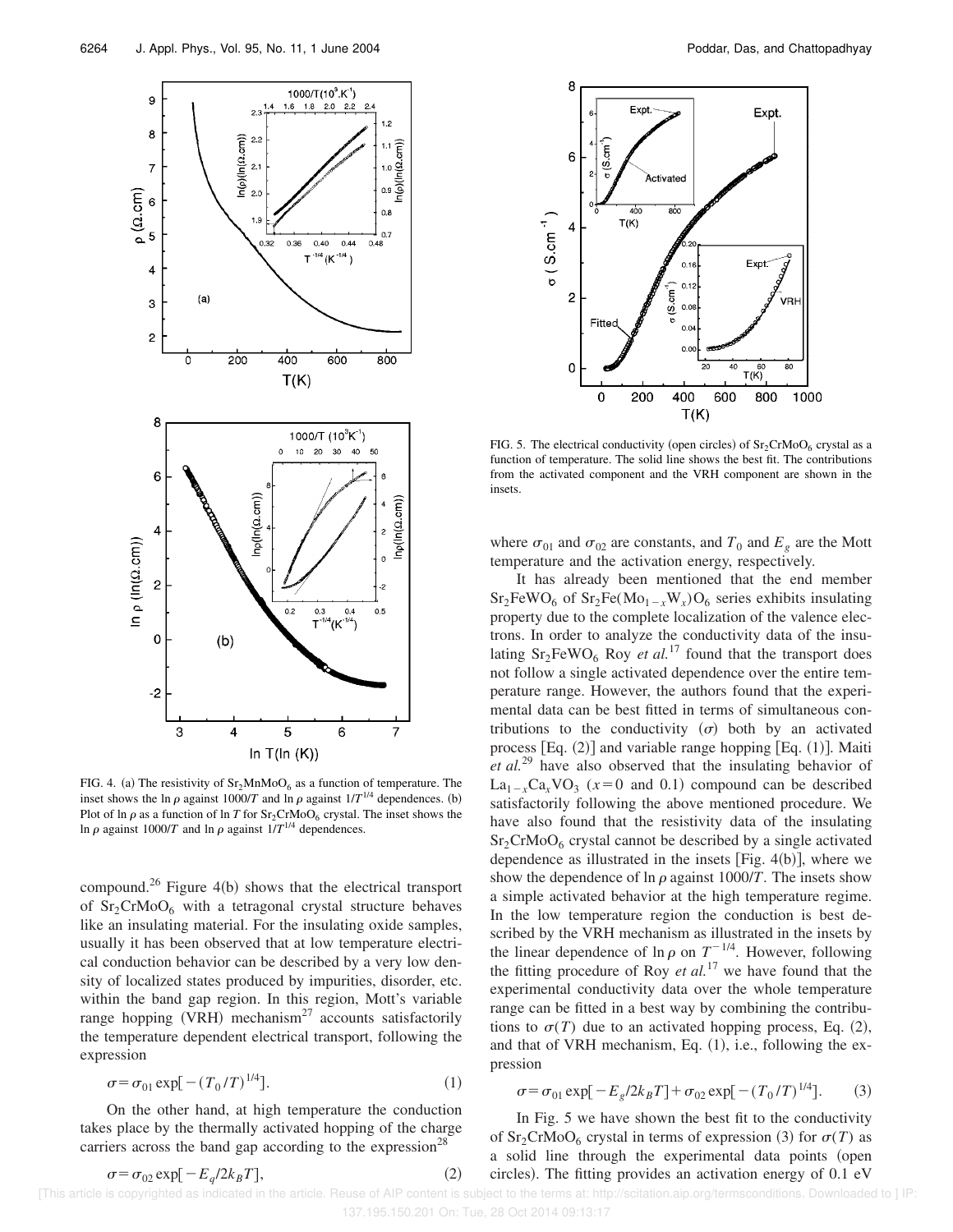FIG. 4. (a) The resistivity of $Sr_2MnMoO_6$ as a function of temperature. The inset shows the ln $\rho$ against $1000/T$ and ln $\rho$ against $1/T^{1/4}$ dependences. (b) Plot of ln $\rho$ as a function of ln $T$ for $Sr_2CrMoO_6$ crystal. The inset shows the ln $\rho$ against $1000/T$ and ln $\rho$ against $1/T^{1/4}$ dependences.

compound.[26] Figure 4(b) shows that the electrical transport of $Sr_2CrMoO_6$ with a tetragonal crystal structure behaves like an insulating material. For the insulating oxide samples, usually it has been observed that at low temperature electrical conduction behavior can be described by a very low density of localized states produced by impurities, disorder, etc. within the band gap region. In this region, Mott's variable range hopping (VRH) mechanism[27] accounts satisfactorily the temperature dependent electrical transport, following the expression

$$\sigma = \sigma_{01} \exp[-(T_0/T)^{1/4}]. \tag{1}$$

On the other hand, at high temperature the conduction takes place by the thermally activated hopping of the charge carriers across the band gap according to the expression[28]

$$\sigma = \sigma_{02} \exp[-E_q/2k_B T], \tag{2}$$

FIG. 5. The electrical conductivity (open circles) of $Sr_2CrMoO_6$ crystal as a function of temperature. The solid line shows the best fit. The contributions from the activated component and the VRH component are shown in the insets.

where $\sigma_{01}$ and $\sigma_{02}$ are constants, and $T_0$ and $E_g$ are the Mott temperature and the activation energy, respectively.

It has already been mentioned that the end member $Sr_2FeWO_6$ of $Sr_2Fe(Mo_{1-x}W_x)O_6$ series exhibits insulating property due to the complete localization of the valence electrons. In order to analyze the conductivity data of the insulating $Sr_2FeWO_6$ Roy *et al.*[17] found that the transport does not follow a single activated dependence over the entire temperature range. However, the authors found that the experimental data can be best fitted in terms of simultaneous contributions to the conductivity ($\sigma$) both by an activated process [Eq. (2)] and variable range hopping [Eq. (1)]. Maiti *et al.*[29] have also observed that the insulating behavior of $La_{1-x}Ca_xVO_3$ ($x=0$ and 0.1) compound can be described satisfactorily following the above mentioned procedure. We have also found that the resistivity data of the insulating $Sr_2CrMoO_6$ crystal cannot be described by a single activated dependence as illustrated in the insets [Fig. 4(b)], where we show the dependence of ln $\rho$ against $1000/T$. The insets show a simple activated behavior at the high temperature regime. In the low temperature region the conduction is best described by the VRH mechanism as illustrated in the insets by the linear dependence of ln $\rho$ on $T^{-1/4}$. However, following the fitting procedure of Roy *et al.*[17] we have found that the experimental conductivity data over the whole temperature range can be fitted in a best way by combining the contributions to $\sigma(T)$ due to an activated hopping process, Eq. (2), and that of VRH mechanism, Eq. (1), i.e., following the expression

$$\sigma = \sigma_{01} \exp[-E_g/2k_B T] + \sigma_{02} \exp[-(T_0/T)^{1/4}]. \tag{3}$$

In Fig. 5 we have shown the best fit to the conductivity of $Sr_2CrMoO_6$ crystal in terms of expression (3) for $\sigma(T)$ as a solid line through the experimental data points (open circles). The fitting provides an activation energy of 0.1 eV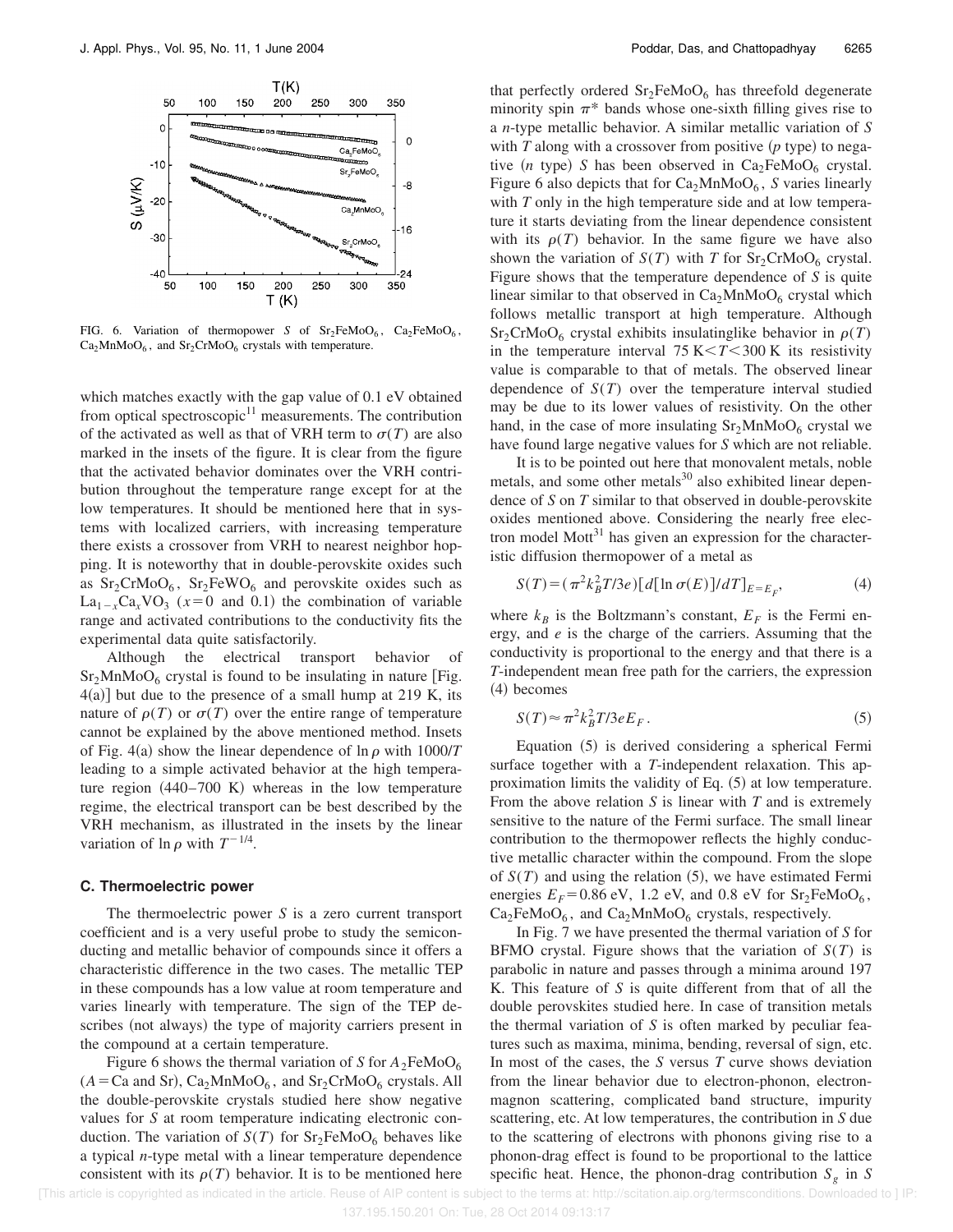FIG. 6. Variation of thermopower $S$ of $Sr_2FeMoO_6$, $Ca_2FeMoO_6$, $Ca_2MnMoO_6$, and $Sr_2CrMoO_6$ crystals with temperature.

which matches exactly with the gap value of 0.1 eV obtained from optical spectroscopic[11] measurements. The contribution of the activated as well as that of VRH term to $\sigma(T)$ are also marked in the insets of the figure. It is clear from the figure that the activated behavior dominates over the VRH contribution throughout the temperature range except for at the low temperatures. It should be mentioned here that in systems with localized carriers, with increasing temperature there exists a crossover from VRH to nearest neighbor hopping. It is noteworthy that in double-perovskite oxides such as $Sr_2CrMoO_6$, $Sr_2FeWO_6$ and perovskite oxides such as $La_{1-x}Ca_xVO_3$ ($x=0$ and 0.1) the combination of variable range and activated contributions to the conductivity fits the experimental data quite satisfactorily.

Although the electrical transport behavior of $Sr_2MnMoO_6$ crystal is found to be insulating in nature [Fig. 4(a)] but due to the presence of a small hump at 219 K, its nature of $\rho(T)$ or $\sigma(T)$ over the entire range of temperature cannot be explained by the above mentioned method. Insets of Fig. 4(a) show the linear dependence of $\ln\rho$ with $1000/T$ leading to a simple activated behavior at the high temperature region (440–700 K) whereas in the low temperature regime, the electrical transport can be best described by the VRH mechanism, as illustrated in the insets by the linear variation of $\ln\rho$ with $T^{-1/4}$.

### C. Thermoelectric power

The thermoelectric power $S$ is a zero current transport coefficient and is a very useful probe to study the semiconducting and metallic behavior of compounds since it offers a characteristic difference in the two cases. The metallic TEP in these compounds has a low value at room temperature and varies linearly with temperature. The sign of the TEP describes (not always) the type of majority carriers present in the compound at a certain temperature.

Figure 6 shows the thermal variation of $S$ for $A_2FeMoO_6$ ($A$ = Ca and Sr), $Ca_2MnMoO_6$, and $Sr_2CrMoO_6$ crystals. All the double-perovskite crystals studied here show negative values for $S$ at room temperature indicating electronic conduction. The variation of $S(T)$ for $Sr_2FeMoO_6$ behaves like a typical $n$-type metal with a linear temperature dependence consistent with its $\rho(T)$ behavior. It is to be mentioned here that perfectly ordered $Sr_2FeMoO_6$ has threefold degenerate minority spin $\pi^*$ bands whose one-sixth filling gives rise to a $n$-type metallic behavior. A similar metallic variation of $S$ with $T$ along with a crossover from positive ($p$ type) to negative ($n$ type) $S$ has been observed in $Ca_2FeMoO_6$ crystal. Figure 6 also depicts that for $Ca_2MnMoO_6$, $S$ varies linearly with $T$ only in the high temperature side and at low temperature it starts deviating from the linear dependence consistent with its $\rho(T)$ behavior. In the same figure we have also shown the variation of $S(T)$ with $T$ for $Sr_2CrMoO_6$ crystal. Figure shows that the temperature dependence of $S$ is quite linear similar to that observed in $Ca_2MnMoO_6$ crystal which follows metallic transport at high temperature. Although $Sr_2CrMoO_6$ crystal exhibits insulatinglike behavior in $\rho(T)$ in the temperature interval $75\ \mathrm{K}<T<300\ \mathrm{K}$ its resistivity value is comparable to that of metals. The observed linear dependence of $S(T)$ over the temperature interval studied may be due to its lower values of resistivity. On the other hand, in the case of more insulating $Sr_2MnMoO_6$ crystal we have found large negative values for $S$ which are not reliable.

It is to be pointed out here that monovalent metals, noble metals, and some other metals[30] also exhibited linear dependence of $S$ on $T$ similar to that observed in double-perovskite oxides mentioned above. Considering the nearly free electron model Mott[31] has given an expression for the characteristic diffusion thermopower of a metal as

$$S(T)=(\pi^2 k_B^2 T/3e)[d[\ln\sigma(E)]/dT]_{E=E_F}, \quad (4)$$

where $k_B$ is the Boltzmann's constant, $E_F$ is the Fermi energy, and $e$ is the charge of the carriers. Assuming that the conductivity is proportional to the energy and that there is a $T$-independent mean free path for the carriers, the expression (4) becomes

$$S(T)\approx \pi^2 k_B^2 T/3eE_F. \quad (5)$$

Equation (5) is derived considering a spherical Fermi surface together with a $T$-independent relaxation. This approximation limits the validity of Eq. (5) at low temperature. From the above relation $S$ is linear with $T$ and is extremely sensitive to the nature of the Fermi surface. The small linear contribution to the thermopower reflects the highly conductive metallic character within the compound. From the slope of $S(T)$ and using the relation (5), we have estimated Fermi energies $E_F$ = 0.86 eV, 1.2 eV, and 0.8 eV for $Sr_2FeMoO_6$, $Ca_2FeMoO_6$, and $Ca_2MnMoO_6$ crystals, respectively.

In Fig. 7 we have presented the thermal variation of $S$ for BFMO crystal. Figure shows that the variation of $S(T)$ is parabolic in nature and passes through a minima around 197 K. This feature of $S$ is quite different from that of all the double perovskites studied here. In case of transition metals the thermal variation of $S$ is often marked by peculiar features such as maxima, minima, bending, reversal of sign, etc. In most of the cases, the $S$ versus $T$ curve shows deviation from the linear behavior due to electron-phonon, electron-magnon scattering, complicated band structure, impurity scattering, etc. At low temperatures, the contribution in $S$ due to the scattering of electrons with phonons giving rise to a phonon-drag effect is found to be proportional to the lattice specific heat. Hence, the phonon-drag contribution $S_g$ in $S$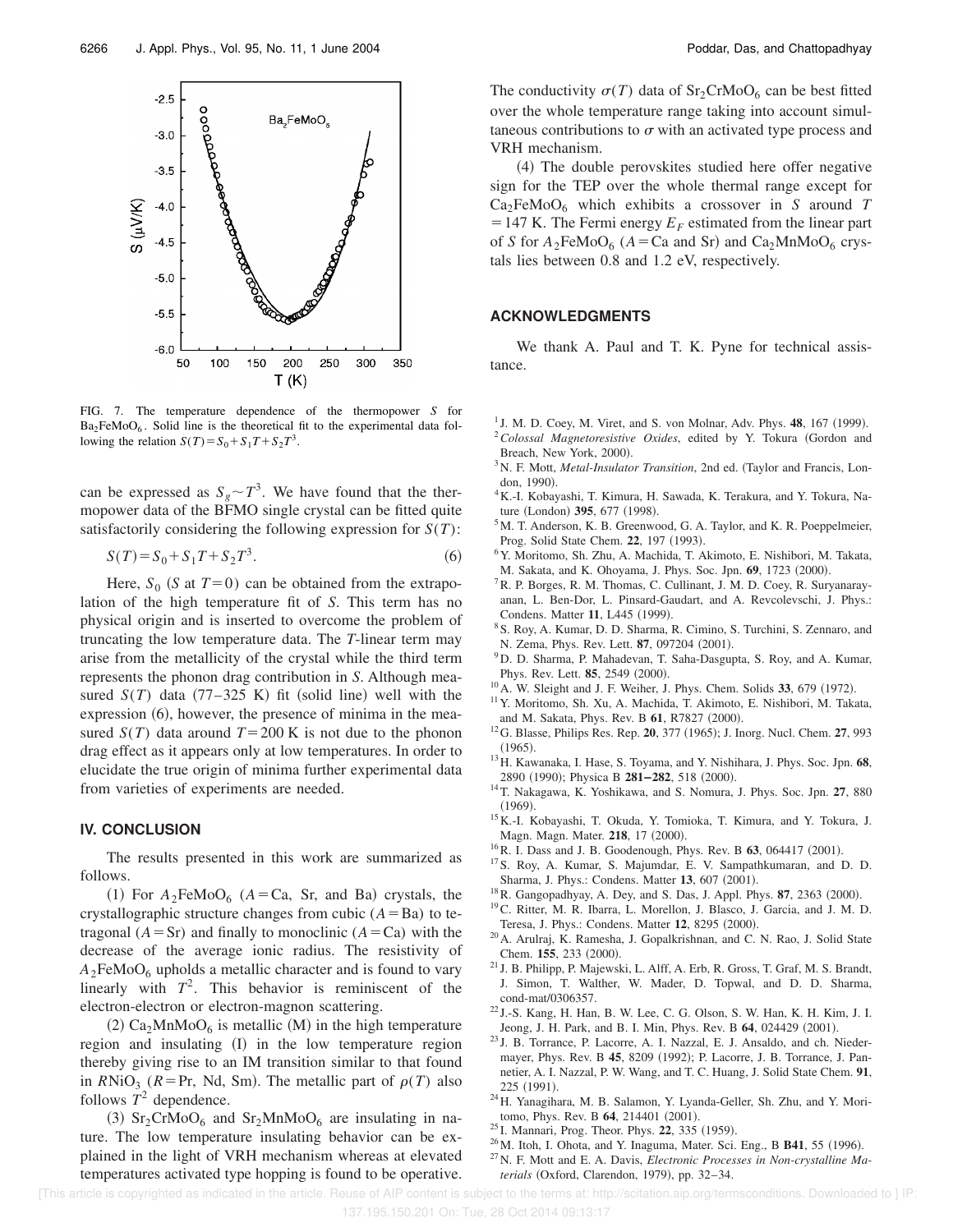FIG. 7. The temperature dependence of the thermopower $S$ for $Ba_2FeMoO_6$. Solid line is the theoretical fit to the experimental data following the relation $S(T)=S_0+S_1T+S_2T^3$.

can be expressed as $S_g \sim T^3$. We have found that the thermopower data of the BFMO single crystal can be fitted quite satisfactorily considering the following expression for $S(T)$:

$$S(T)=S_0+S_1T+S_2T^3. \quad (6)$$

Here, $S_0$ ($S$ at $T=0$) can be obtained from the extrapolation of the high temperature fit of $S$. This term has no physical origin and is inserted to overcome the problem of truncating the low temperature data. The $T$-linear term may arise from the metallicity of the crystal while the third term represents the phonon drag contribution in $S$. Although measured $S(T)$ data (77–325 K) fit (solid line) well with the expression (6), however, the presence of minima in the measured $S(T)$ data around $T=200$ K is not due to the phonon drag effect as it appears only at low temperatures. In order to elucidate the true origin of minima further experimental data from varieties of experiments are needed.

## IV. CONCLUSION

The results presented in this work are summarized as follows.

(1) For $A_2FeMoO_6$ ($A$=Ca, Sr, and Ba) crystals, the crystallographic structure changes from cubic ($A$=Ba) to tetragonal ($A$=Sr) and finally to monoclinic ($A$=Ca) with the decrease of the average ionic radius. The resistivity of $A_2FeMoO_6$ upholds a metallic character and is found to vary linearly with $T^2$. This behavior is reminiscent of the electron-electron or electron-magnon scattering.

(2) $Ca_2MnMoO_6$ is metallic (M) in the high temperature region and insulating (I) in the low temperature region thereby giving rise to an IM transition similar to that found in $R$NiO$_3$ ($R$=Pr, Nd, Sm). The metallic part of $\rho(T)$ also follows $T^2$ dependence.

(3) $Sr_2CrMoO_6$ and $Sr_2MnMoO_6$ are insulating in nature. The low temperature insulating behavior can be explained in the light of VRH mechanism whereas at elevated temperatures activated type hopping is found to be operative. The conductivity $\sigma(T)$ data of $Sr_2CrMoO_6$ can be best fitted over the whole temperature range taking into account simultaneous contributions to $\sigma$ with an activated type process and VRH mechanism.

(4) The double perovskites studied here offer negative sign for the TEP over the whole thermal range except for $Ca_2FeMoO_6$ which exhibits a crossover in $S$ around $T$ =147 K. The Fermi energy $E_F$ estimated from the linear part of $S$ for $A_2FeMoO_6$ ($A$=Ca and Sr) and $Ca_2MnMoO_6$ crystals lies between 0.8 and 1.2 eV, respectively.

## ACKNOWLEDGMENTS

We thank A. Paul and T. K. Pyne for technical assistance.

[1] J. M. D. Coey, M. Viret, and S. von Molnar, Adv. Phys. **48**, 167 (1999).
[2] *Colossal Magnetoresistive Oxides*, edited by Y. Tokura (Gordon and Breach, New York, 2000).
[3] N. F. Mott, *Metal-Insulator Transition*, 2nd ed. (Taylor and Francis, London, 1990).
[4] K.-I. Kobayashi, T. Kimura, H. Sawada, K. Terakura, and Y. Tokura, Nature (London) **395**, 677 (1998).
[5] M. T. Anderson, K. B. Greenwood, G. A. Taylor, and K. R. Poeppelmeier, Prog. Solid State Chem. **22**, 197 (1993).
[6] Y. Moritomo, Sh. Zhu, A. Machida, T. Akimoto, E. Nishibori, M. Takata, M. Sakata, and K. Ohoyama, J. Phys. Soc. Jpn. **69**, 1723 (2000).
[7] R. P. Borges, R. M. Thomas, C. Cullinant, J. M. D. Coey, R. Suryanarayanan, L. Ben-Dor, L. Pinsard-Gaudart, and A. Revcolevschi, J. Phys.: Condens. Matter **11**, L445 (1999).
[8] S. Roy, A. Kumar, D. D. Sharma, R. Cimino, S. Turchini, S. Zennaro, and N. Zema, Phys. Rev. Lett. **87**, 097204 (2001).
[9] D. D. Sharma, P. Mahadevan, T. Saha-Dasgupta, S. Roy, and A. Kumar, Phys. Rev. Lett. **85**, 2549 (2000).
[10] A. W. Sleight and J. F. Weiher, J. Phys. Chem. Solids **33**, 679 (1972).
[11] Y. Moritomo, Sh. Xu, A. Machida, T. Akimoto, E. Nishibori, M. Takata, and M. Sakata, Phys. Rev. B **61**, R7827 (2000).
[12] G. Blasse, Philips Res. Rep. **20**, 377 (1965); J. Inorg. Nucl. Chem. **27**, 993 (1965).
[13] H. Kawanaka, I. Hase, S. Toyama, and Y. Nishihara, J. Phys. Soc. Jpn. **68**, 2890 (1990); Physica B **281–282**, 518 (2000).
[14] T. Nakagawa, K. Yoshikawa, and S. Nomura, J. Phys. Soc. Jpn. **27**, 880 (1969).
[15] K.-I. Kobayashi, T. Okuda, Y. Tomioka, T. Kimura, and Y. Tokura, J. Magn. Magn. Mater. **218**, 17 (2000).
[16] R. I. Dass and J. B. Goodenough, Phys. Rev. B **63**, 064417 (2001).
[17] S. Roy, A. Kumar, S. Majumdar, E. V. Sampathkumaran, and D. D. Sharma, J. Phys.: Condens. Matter **13**, 607 (2001).
[18] R. Gangopadhyay, A. Dey, and S. Das, J. Appl. Phys. **87**, 2363 (2000).
[19] C. Ritter, M. R. Ibarra, L. Morellon, J. Blasco, J. Garcia, and J. M. D. Teresa, J. Phys.: Condens. Matter **12**, 8295 (2000).
[20] A. Arulraj, K. Ramesha, J. Gopalkrishnan, and C. N. Rao, J. Solid State Chem. **155**, 233 (2000).
[21] J. B. Philipp, P. Majewski, L. Alff, A. Erb, R. Gross, T. Graf, M. S. Brandt, J. Simon, T. Walther, W. Mader, D. Topwal, and D. D. Sharma, cond-mat/0306357.
[22] J.-S. Kang, H. Han, B. W. Lee, C. G. Olson, S. W. Han, K. H. Kim, J. I. Jeong, J. H. Park, and B. I. Min, Phys. Rev. B **64**, 024429 (2001).
[23] J. B. Torrance, P. Lacorre, A. I. Nazzal, E. J. Ansaldo, and ch. Niedermayer, Phys. Rev. B **45**, 8209 (1992); P. Lacorre, J. B. Torrance, J. Pannetier, A. I. Nazzal, P. W. Wang, and T. C. Huang, J. Solid State Chem. **91**, 225 (1991).
[24] H. Yanagihara, M. B. Salamon, Y. Lyanda-Geller, Sh. Zhu, and Y. Moritomo, Phys. Rev. B **64**, 214401 (2001).
[25] I. Mannari, Prog. Theor. Phys. **22**, 335 (1959).
[26] M. Itoh, I. Ohota, and Y. Inaguma, Mater. Sci. Eng., B **B41**, 55 (1996).
[27] N. F. Mott and E. A. Davis, *Electronic Processes in Non-crystalline Materials* (Oxford, Clarendon, 1979), pp. 32–34.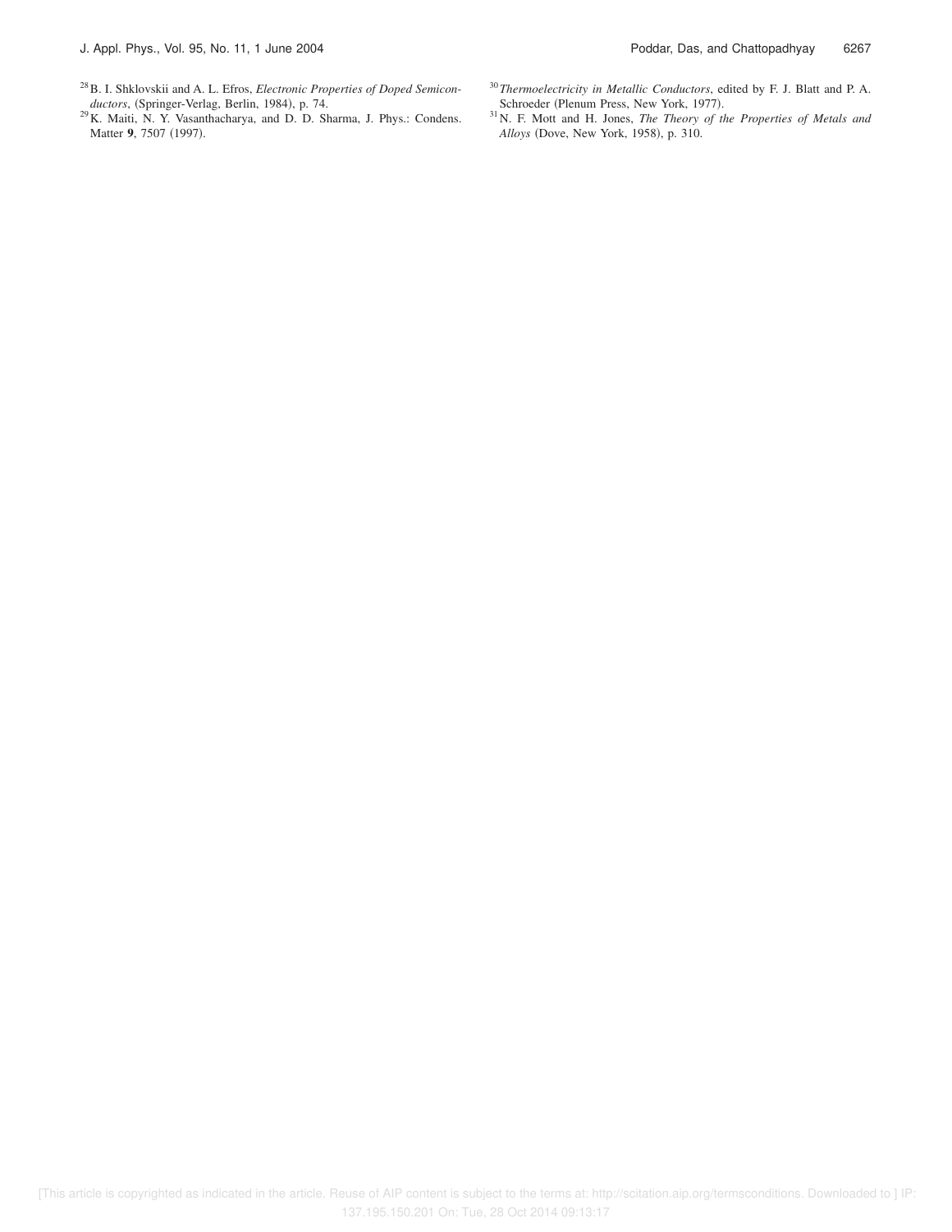[28] B. I. Shklovskii and A. L. Efros, *Electronic Properties of Doped Semiconductors*, (Springer-Verlag, Berlin, 1984), p. 74.

[29] K. Maiti, N. Y. Vasanthacharya, and D. D. Sharma, J. Phys.: Condens. Matter **9**, 7507 (1997).

[30] *Thermoelectricity in Metallic Conductors*, edited by F. J. Blatt and P. A. Schroeder (Plenum Press, New York, 1977).

[31] N. F. Mott and H. Jones, *The Theory of the Properties of Metals and Alloys* (Dove, New York, 1958), p. 310.